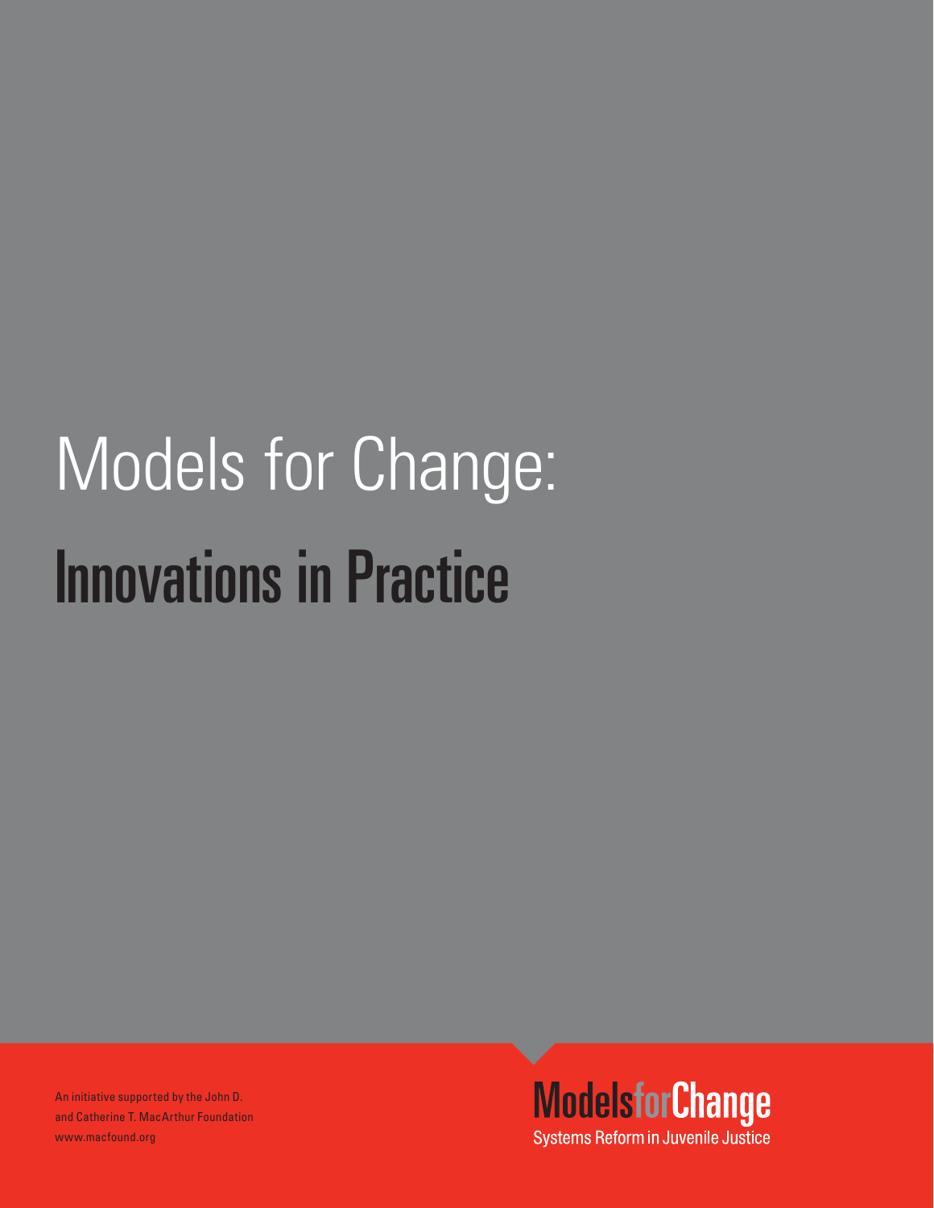# Models for Change:

# Innovations in Practice

An initiative supported by the John D. and Catherine T. MacArthur Foundation
www.macfound.org

**ModelsforChange**
Systems Reform in Juvenile Justice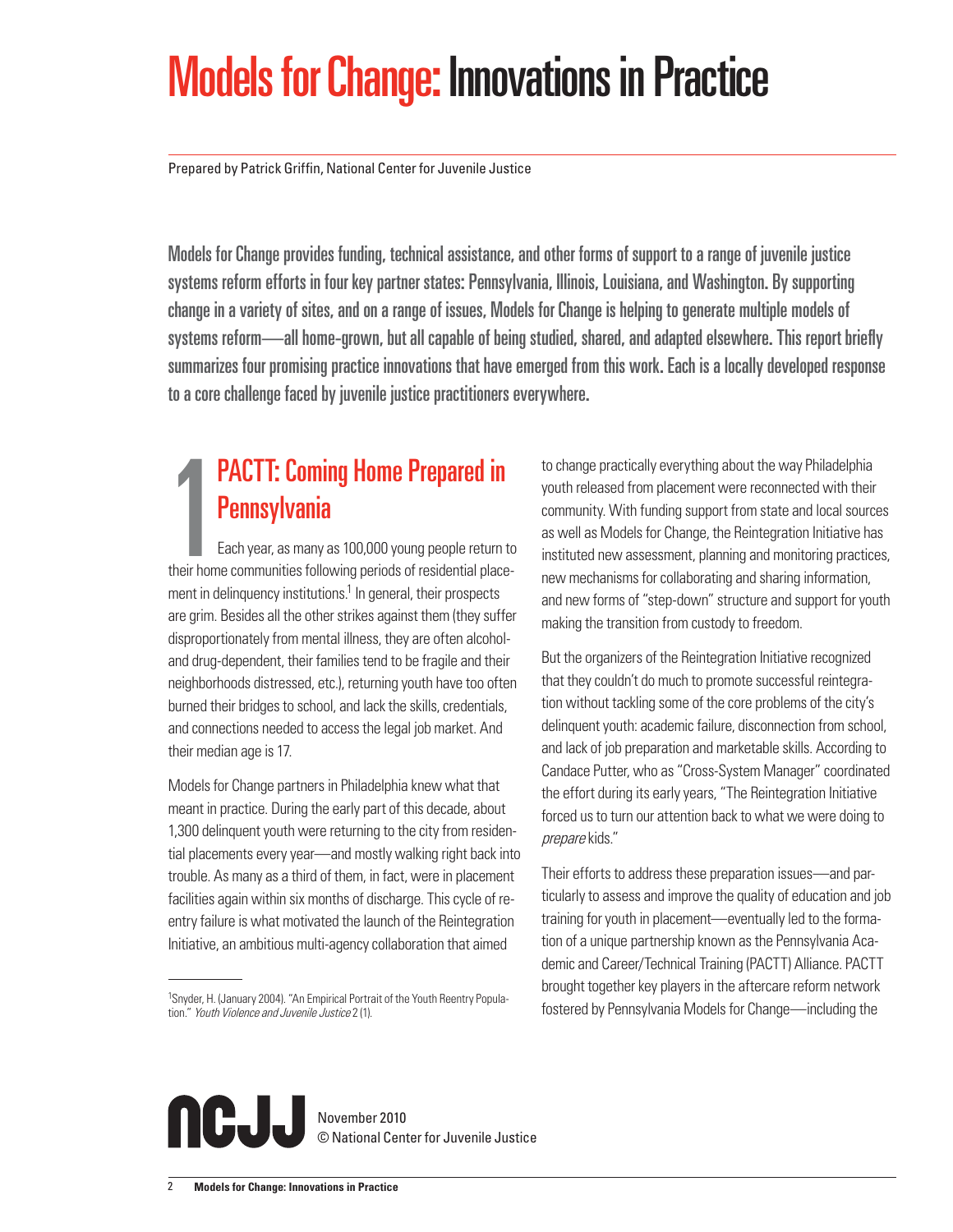# Models for Change: Innovations in Practice

Prepared by Patrick Griffin, National Center for Juvenile Justice

**Models for Change provides funding, technical assistance, and other forms of support to a range of juvenile justice systems reform efforts in four key partner states: Pennsylvania, Illinois, Louisiana, and Washington. By supporting change in a variety of sites, and on a range of issues, Models for Change is helping to generate multiple models of systems reform—all home-grown, but all capable of being studied, shared, and adapted elsewhere. This report briefly summarizes four promising practice innovations that have emerged from this work. Each is a locally developed response to a core challenge faced by juvenile justice practitioners everywhere.**

## 1 PACTT: Coming Home Prepared in Pennsylvania

Each year, as many as 100,000 young people return to their home communities following periods of residential placement in delinquency institutions.[1] In general, their prospects are grim. Besides all the other strikes against them (they suffer disproportionately from mental illness, they are often alcohol- and drug-dependent, their families tend to be fragile and their neighborhoods distressed, etc.), returning youth have too often burned their bridges to school, and lack the skills, credentials, and connections needed to access the legal job market. And their median age is 17.

Models for Change partners in Philadelphia knew what that meant in practice. During the early part of this decade, about 1,300 delinquent youth were returning to the city from residential placements every year—and mostly walking right back into trouble. As many as a third of them, in fact, were in placement facilities again within six months of discharge. This cycle of re-entry failure is what motivated the launch of the Reintegration Initiative, an ambitious multi-agency collaboration that aimed to change practically everything about the way Philadelphia youth released from placement were reconnected with their community. With funding support from state and local sources as well as Models for Change, the Reintegration Initiative has instituted new assessment, planning and monitoring practices, new mechanisms for collaborating and sharing information, and new forms of "step-down" structure and support for youth making the transition from custody to freedom.

But the organizers of the Reintegration Initiative recognized that they couldn't do much to promote successful reintegration without tackling some of the core problems of the city's delinquent youth: academic failure, disconnection from school, and lack of job preparation and marketable skills. According to Candace Putter, who as "Cross-System Manager" coordinated the effort during its early years, "The Reintegration Initiative forced us to turn our attention back to what we were doing to *prepare* kids."

Their efforts to address these preparation issues—and particularly to assess and improve the quality of education and job training for youth in placement—eventually led to the formation of a unique partnership known as the Pennsylvania Academic and Career/Technical Training (PACTT) Alliance. PACTT brought together key players in the aftercare reform network fostered by Pennsylvania Models for Change—including the

[1] Snyder, H. (January 2004). "An Empirical Portrait of the Youth Reentry Population." *Youth Violence and Juvenile Justice* 2 (1).

NCJJ November 2010
© National Center for Juvenile Justice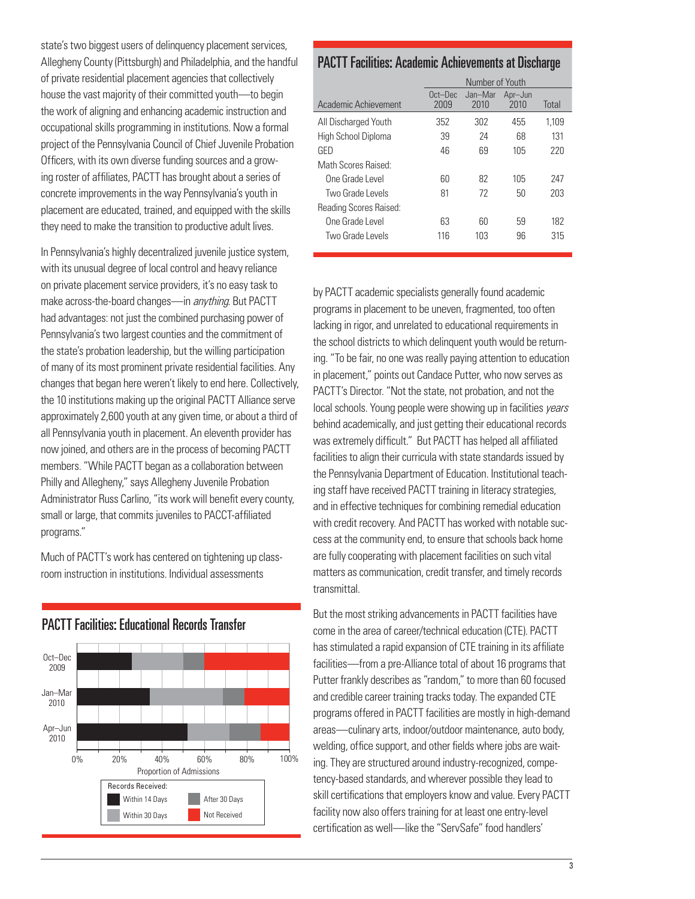state's two biggest users of delinquency placement services, Allegheny County (Pittsburgh) and Philadelphia, and the handful of private residential placement agencies that collectively house the vast majority of their committed youth—to begin the work of aligning and enhancing academic instruction and occupational skills programming in institutions. Now a formal project of the Pennsylvania Council of Chief Juvenile Probation Officers, with its own diverse funding sources and a growing roster of affiliates, PACTT has brought about a series of concrete improvements in the way Pennsylvania's youth in placement are educated, trained, and equipped with the skills they need to make the transition to productive adult lives.

In Pennsylvania's highly decentralized juvenile justice system, with its unusual degree of local control and heavy reliance on private placement service providers, it's no easy task to make across-the-board changes—in *anything*. But PACTT had advantages: not just the combined purchasing power of Pennsylvania's two largest counties and the commitment of the state's probation leadership, but the willing participation of many of its most prominent private residential facilities. Any changes that began here weren't likely to end here. Collectively, the 10 institutions making up the original PACTT Alliance serve approximately 2,600 youth at any given time, or about a third of all Pennsylvania youth in placement. An eleventh provider has now joined, and others are in the process of becoming PACTT members. "While PACTT began as a collaboration between Philly and Allegheny," says Allegheny Juvenile Probation Administrator Russ Carlino, "its work will benefit every county, small or large, that commits juveniles to PACCT-affiliated programs."

Much of PACTT's work has centered on tightening up classroom instruction in institutions. Individual assessments by PACTT academic specialists generally found academic programs in placement to be uneven, fragmented, too often lacking in rigor, and unrelated to educational requirements in the school districts to which delinquent youth would be returning. "To be fair, no one was really paying attention to education in placement," points out Candace Putter, who now serves as PACTT's Director. "Not the state, not probation, and not the local schools. Young people were showing up in facilities *years* behind academically, and just getting their educational records was extremely difficult." But PACTT has helped all affiliated facilities to align their curricula with state standards issued by the Pennsylvania Department of Education. Institutional teaching staff have received PACTT training in literacy strategies, and in effective techniques for combining remedial education with credit recovery. And PACTT has worked with notable success at the community end, to ensure that schools back home are fully cooperating with placement facilities on such vital matters as communication, credit transfer, and timely records transmittal.

## PACTT Facilities: Educational Records Transfer

| Period | Within 14 Days | Within 30 Days | After 30 Days | Not Received |
|---|---|---|---|---|
| Oct–Dec 2009 | ~26% | ~24% | ~10% | ~40% |
| Jan–Mar 2010 | ~34% | ~35% | ~10% | ~21% |
| Apr–Jun 2010 | ~52% | ~20% | ~15% | ~13% |

Proportion of Admissions (bar chart; values are approximate readings)

## PACTT Facilities: Academic Achievements at Discharge

| Academic Achievement | Number of Youth | | | |
|---|---|---|---|---|
| | Oct–Dec 2009 | Jan–Mar 2010 | Apr–Jun 2010 | Total |
| All Discharged Youth | 352 | 302 | 455 | 1,109 |
| High School Diploma | 39 | 24 | 68 | 131 |
| GED | 46 | 69 | 105 | 220 |
| Math Scores Raised: | | | | |
| One Grade Level | 60 | 82 | 105 | 247 |
| Two Grade Levels | 81 | 72 | 50 | 203 |
| Reading Scores Raised: | | | | |
| One Grade Level | 63 | 60 | 59 | 182 |
| Two Grade Levels | 116 | 103 | 96 | 315 |

But the most striking advancements in PACTT facilities have come in the area of career/technical education (CTE). PACTT has stimulated a rapid expansion of CTE training in its affiliate facilities—from a pre-Alliance total of about 16 programs that Putter frankly describes as "random," to more than 60 focused and credible career training tracks today. The expanded CTE programs offered in PACTT facilities are mostly in high-demand areas—culinary arts, indoor/outdoor maintenance, auto body, welding, office support, and other fields where jobs are waiting. They are structured around industry-recognized, competency-based standards, and wherever possible they lead to skill certifications that employers know and value. Every PACTT facility now also offers training for at least one entry-level certification as well—like the "ServSafe" food handlers'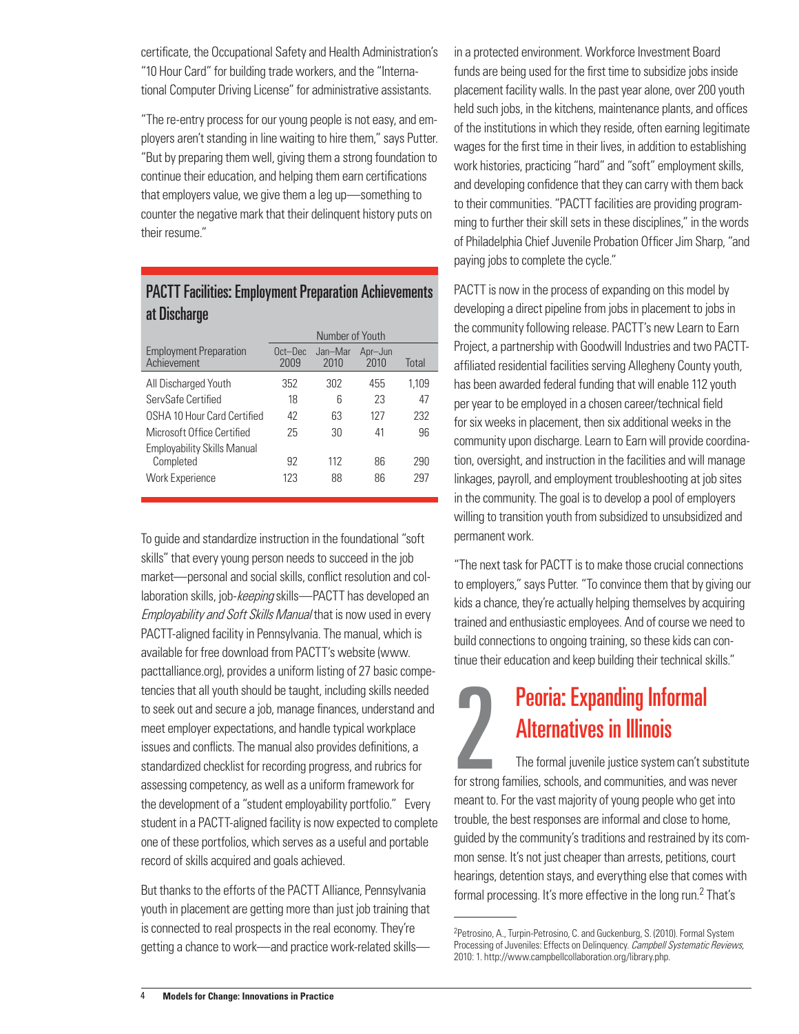certificate, the Occupational Safety and Health Administration's "10 Hour Card" for building trade workers, and the "International Computer Driving License" for administrative assistants.

"The re-entry process for our young people is not easy, and employers aren't standing in line waiting to hire them," says Putter. "But by preparing them well, giving them a strong foundation to continue their education, and helping them earn certifications that employers value, we give them a leg up—something to counter the negative mark that their delinquent history puts on their resume."

### PACTT Facilities: Employment Preparation Achievements at Discharge

| Employment Preparation Achievement | Number of Youth Oct–Dec 2009 | Jan–Mar 2010 | Apr–Jun 2010 | Total |
|---|---|---|---|---|
| All Discharged Youth | 352 | 302 | 455 | 1,109 |
| ServSafe Certified | 18 | 6 | 23 | 47 |
| OSHA 10 Hour Card Certified | 42 | 63 | 127 | 232 |
| Microsoft Office Certified | 25 | 30 | 41 | 96 |
| Employability Skills Manual Completed | 92 | 112 | 86 | 290 |
| Work Experience | 123 | 88 | 86 | 297 |

To guide and standardize instruction in the foundational "soft skills" that every young person needs to succeed in the job market—personal and social skills, conflict resolution and collaboration skills, job-*keeping* skills—PACTT has developed an *Employability and Soft Skills Manual* that is now used in every PACTT-aligned facility in Pennsylvania. The manual, which is available for free download from PACTT's website (www.pacttalliance.org), provides a uniform listing of 27 basic competencies that all youth should be taught, including skills needed to seek out and secure a job, manage finances, understand and meet employer expectations, and handle typical workplace issues and conflicts. The manual also provides definitions, a standardized checklist for recording progress, and rubrics for assessing competency, as well as a uniform framework for the development of a "student employability portfolio." Every student in a PACTT-aligned facility is now expected to complete one of these portfolios, which serves as a useful and portable record of skills acquired and goals achieved.

But thanks to the efforts of the PACTT Alliance, Pennsylvania youth in placement are getting more than just job training that is connected to real prospects in the real economy. They're getting a chance to work—and practice work-related skills—in a protected environment. Workforce Investment Board funds are being used for the first time to subsidize jobs inside placement facility walls. In the past year alone, over 200 youth held such jobs, in the kitchens, maintenance plants, and offices of the institutions in which they reside, often earning legitimate wages for the first time in their lives, in addition to establishing work histories, practicing "hard" and "soft" employment skills, and developing confidence that they can carry with them back to their communities. "PACTT facilities are providing programming to further their skill sets in these disciplines," in the words of Philadelphia Chief Juvenile Probation Officer Jim Sharp, "and paying jobs to complete the cycle."

PACTT is now in the process of expanding on this model by developing a direct pipeline from jobs in placement to jobs in the community following release. PACTT's new Learn to Earn Project, a partnership with Goodwill Industries and two PACTT-affiliated residential facilities serving Allegheny County youth, has been awarded federal funding that will enable 112 youth per year to be employed in a chosen career/technical field for six weeks in placement, then six additional weeks in the community upon discharge. Learn to Earn will provide coordination, oversight, and instruction in the facilities and will manage linkages, payroll, and employment troubleshooting at job sites in the community. The goal is to develop a pool of employers willing to transition youth from subsidized to unsubsidized and permanent work.

"The next task for PACTT is to make those crucial connections to employers," says Putter. "To convince them that by giving our kids a chance, they're actually helping themselves by acquiring trained and enthusiastic employees. And of course we need to build connections to ongoing training, so these kids can continue their education and keep building their technical skills."

## 2 Peoria: Expanding Informal Alternatives in Illinois

The formal juvenile justice system can't substitute for strong families, schools, and communities, and was never meant to. For the vast majority of young people who get into trouble, the best responses are informal and close to home, guided by the community's traditions and restrained by its common sense. It's not just cheaper than arrests, petitions, court hearings, detention stays, and everything else that comes with formal processing. It's more effective in the long run.[2] That's

[2]Petrosino, A., Turpin-Petrosino, C. and Guckenburg, S. (2010). Formal System Processing of Juveniles: Effects on Delinquency. *Campbell Systematic Reviews*, 2010: 1. http://www.campbellcollaboration.org/library.php.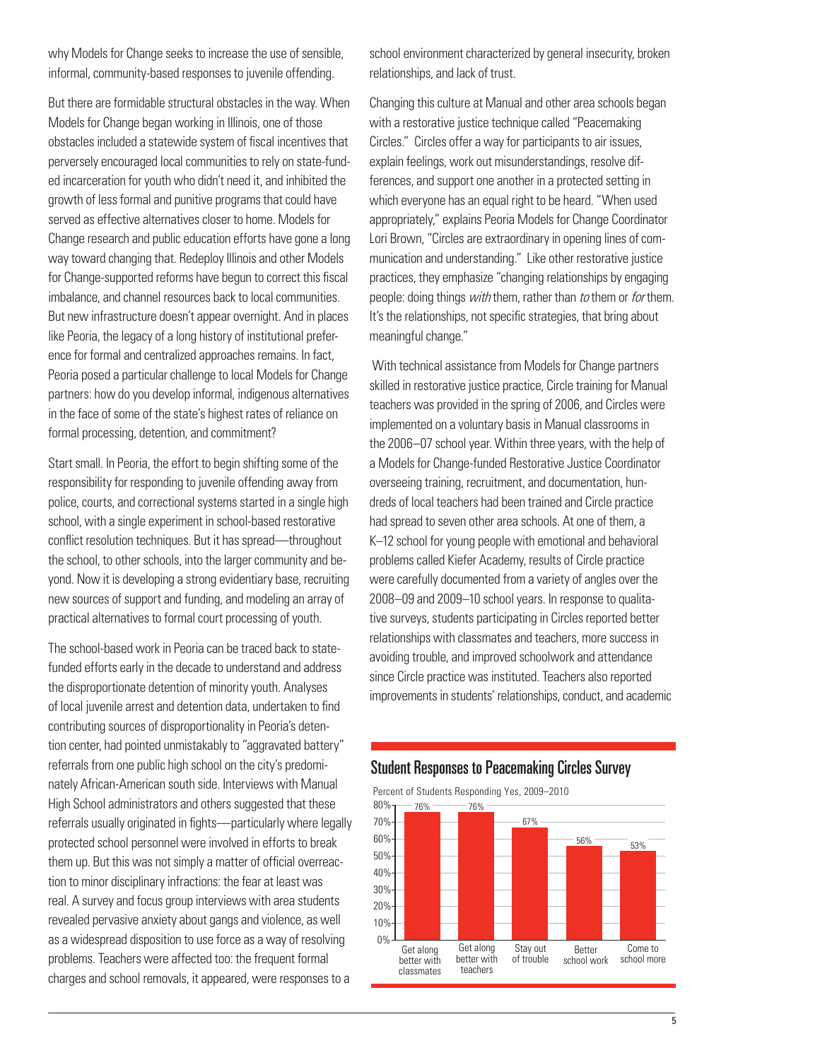why Models for Change seeks to increase the use of sensible, informal, community-based responses to juvenile offending.

But there are formidable structural obstacles in the way. When Models for Change began working in Illinois, one of those obstacles included a statewide system of fiscal incentives that perversely encouraged local communities to rely on state-funded incarceration for youth who didn't need it, and inhibited the growth of less formal and punitive programs that could have served as effective alternatives closer to home. Models for Change research and public education efforts have gone a long way toward changing that. Redeploy Illinois and other Models for Change-supported reforms have begun to correct this fiscal imbalance, and channel resources back to local communities. But new infrastructure doesn't appear overnight. And in places like Peoria, the legacy of a long history of institutional preference for formal and centralized approaches remains. In fact, Peoria posed a particular challenge to local Models for Change partners: how do you develop informal, indigenous alternatives in the face of some of the state's highest rates of reliance on formal processing, detention, and commitment?

Start small. In Peoria, the effort to begin shifting some of the responsibility for responding to juvenile offending away from police, courts, and correctional systems started in a single high school, with a single experiment in school-based restorative conflict resolution techniques. But it has spread—throughout the school, to other schools, into the larger community and beyond. Now it is developing a strong evidentiary base, recruiting new sources of support and funding, and modeling an array of practical alternatives to formal court processing of youth.

The school-based work in Peoria can be traced back to state-funded efforts early in the decade to understand and address the disproportionate detention of minority youth. Analyses of local juvenile arrest and detention data, undertaken to find contributing sources of disproportionality in Peoria's detention center, had pointed unmistakably to "aggravated battery" referrals from one public high school on the city's predominately African-American south side. Interviews with Manual High School administrators and others suggested that these referrals usually originated in fights—particularly where legally protected school personnel were involved in efforts to break them up. But this was not simply a matter of official overreaction to minor disciplinary infractions: the fear at least was real. A survey and focus group interviews with area students revealed pervasive anxiety about gangs and violence, as well as a widespread disposition to use force as a way of resolving problems. Teachers were affected too: the frequent formal charges and school removals, it appeared, were responses to a school environment characterized by general insecurity, broken relationships, and lack of trust.

Changing this culture at Manual and other area schools began with a restorative justice technique called "Peacemaking Circles." Circles offer a way for participants to air issues, explain feelings, work out misunderstandings, resolve differences, and support one another in a protected setting in which everyone has an equal right to be heard. "When used appropriately," explains Peoria Models for Change Coordinator Lori Brown, "Circles are extraordinary in opening lines of communication and understanding." Like other restorative justice practices, they emphasize "changing relationships by engaging people: doing things *with* them, rather than *to* them or *for* them. It's the relationships, not specific strategies, that bring about meaningful change."

With technical assistance from Models for Change partners skilled in restorative justice practice, Circle training for Manual teachers was provided in the spring of 2006, and Circles were implemented on a voluntary basis in Manual classrooms in the 2006–07 school year. Within three years, with the help of a Models for Change-funded Restorative Justice Coordinator overseeing training, recruitment, and documentation, hundreds of local teachers had been trained and Circle practice had spread to seven other area schools. At one of them, a K–12 school for young people with emotional and behavioral problems called Kiefer Academy, results of Circle practice were carefully documented from a variety of angles over the 2008–09 and 2009–10 school years. In response to qualitative surveys, students participating in Circles reported better relationships with classmates and teachers, more success in avoiding trouble, and improved schoolwork and attendance since Circle practice was instituted. Teachers also reported improvements in students' relationships, conduct, and academic

## Student Responses to Peacemaking Circles Survey

Percent of Students Responding Yes, 2009–2010

| Response | Percent |
| --- | --- |
| Get along better with classmates | 76% |
| Get along better with teachers | 76% |
| Stay out of trouble | 67% |
| Better school work | 56% |
| Come to school more | 53% |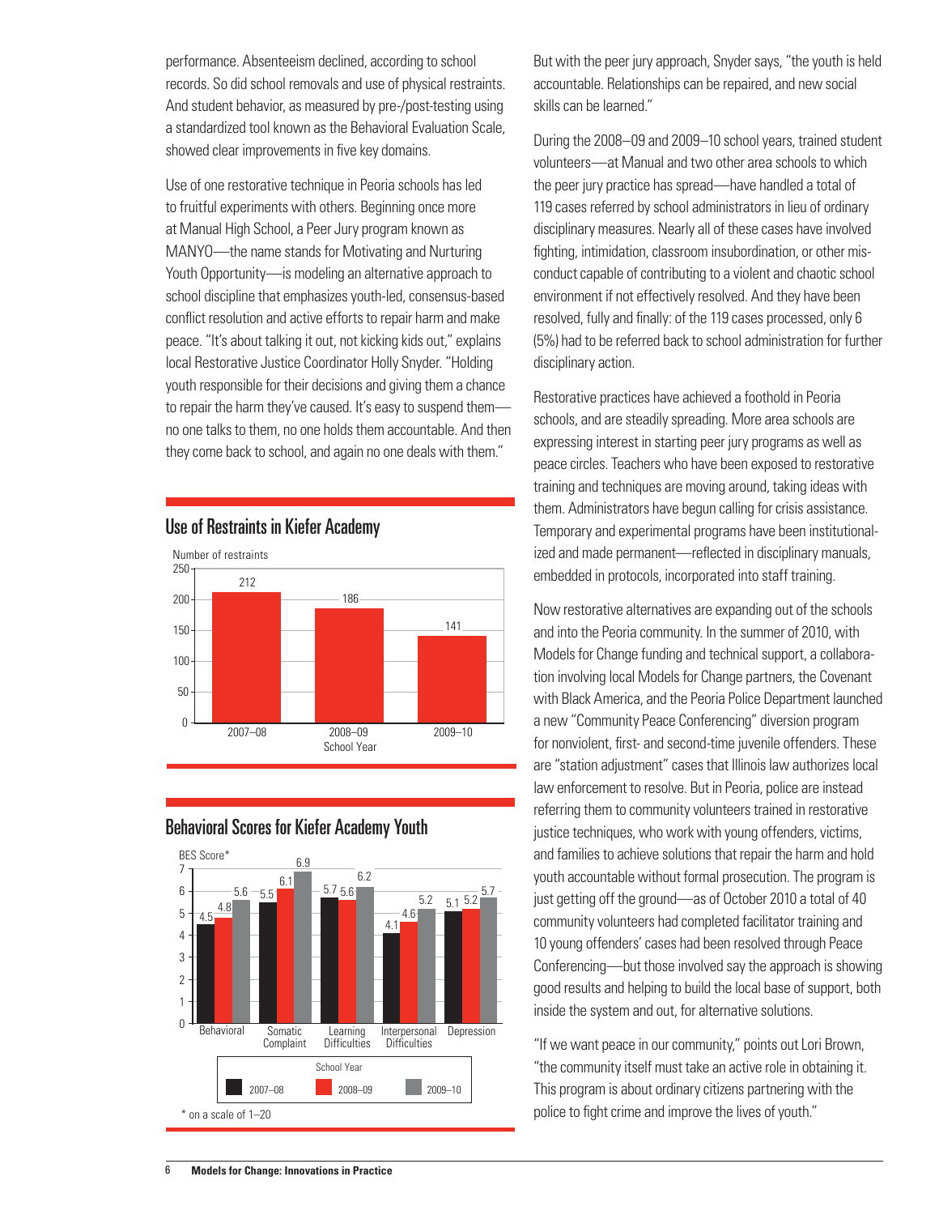performance. Absenteeism declined, according to school records. So did school removals and use of physical restraints. And student behavior, as measured by pre-/post-testing using a standardized tool known as the Behavioral Evaluation Scale, showed clear improvements in five key domains.

Use of one restorative technique in Peoria schools has led to fruitful experiments with others. Beginning once more at Manual High School, a Peer Jury program known as MANYO—the name stands for Motivating and Nurturing Youth Opportunity—is modeling an alternative approach to school discipline that emphasizes youth-led, consensus-based conflict resolution and active efforts to repair harm and make peace. "It's about talking it out, not kicking kids out," explains local Restorative Justice Coordinator Holly Snyder. "Holding youth responsible for their decisions and giving them a chance to repair the harm they've caused. It's easy to suspend them—no one talks to them, no one holds them accountable. And then they come back to school, and again no one deals with them."

## Use of Restraints in Kiefer Academy

| School Year | Number of restraints |
|---|---|
| 2007–08 | 212 |
| 2008–09 | 186 |
| 2009–10 | 141 |

## Behavioral Scores for Kiefer Academy Youth

| BES Score* | 2007–08 | 2008–09 | 2009–10 |
|---|---|---|---|
| Behavioral | 4.5 | 4.8 | 5.6 |
| Somatic Complaint | 5.5 | 6.1 | 6.9 |
| Learning Difficulties | 5.7 | 5.6 | 6.2 |
| Interpersonal Difficulties | 4.1 | 4.6 | 5.2 |
| Depression | 5.1 | 5.2 | 5.7 |

* on a scale of 1–20

But with the peer jury approach, Snyder says, "the youth is held accountable. Relationships can be repaired, and new social skills can be learned."

During the 2008–09 and 2009–10 school years, trained student volunteers—at Manual and two other area schools to which the peer jury practice has spread—have handled a total of 119 cases referred by school administrators in lieu of ordinary disciplinary measures. Nearly all of these cases have involved fighting, intimidation, classroom insubordination, or other misconduct capable of contributing to a violent and chaotic school environment if not effectively resolved. And they have been resolved, fully and finally: of the 119 cases processed, only 6 (5%) had to be referred back to school administration for further disciplinary action.

Restorative practices have achieved a foothold in Peoria schools, and are steadily spreading. More area schools are expressing interest in starting peer jury programs as well as peace circles. Teachers who have been exposed to restorative training and techniques are moving around, taking ideas with them. Administrators have begun calling for crisis assistance. Temporary and experimental programs have been institutionalized and made permanent—reflected in disciplinary manuals, embedded in protocols, incorporated into staff training.

Now restorative alternatives are expanding out of the schools and into the Peoria community. In the summer of 2010, with Models for Change funding and technical support, a collaboration involving local Models for Change partners, the Covenant with Black America, and the Peoria Police Department launched a new "Community Peace Conferencing" diversion program for nonviolent, first- and second-time juvenile offenders. These are "station adjustment" cases that Illinois law authorizes local law enforcement to resolve. But in Peoria, police are instead referring them to community volunteers trained in restorative justice techniques, who work with young offenders, victims, and families to achieve solutions that repair the harm and hold youth accountable without formal prosecution. The program is just getting off the ground—as of October 2010 a total of 40 community volunteers had completed facilitator training and 10 young offenders' cases had been resolved through Peace Conferencing—but those involved say the approach is showing good results and helping to build the local base of support, both inside the system and out, for alternative solutions.

"If we want peace in our community," points out Lori Brown, "the community itself must take an active role in obtaining it. This program is about ordinary citizens partnering with the police to fight crime and improve the lives of youth."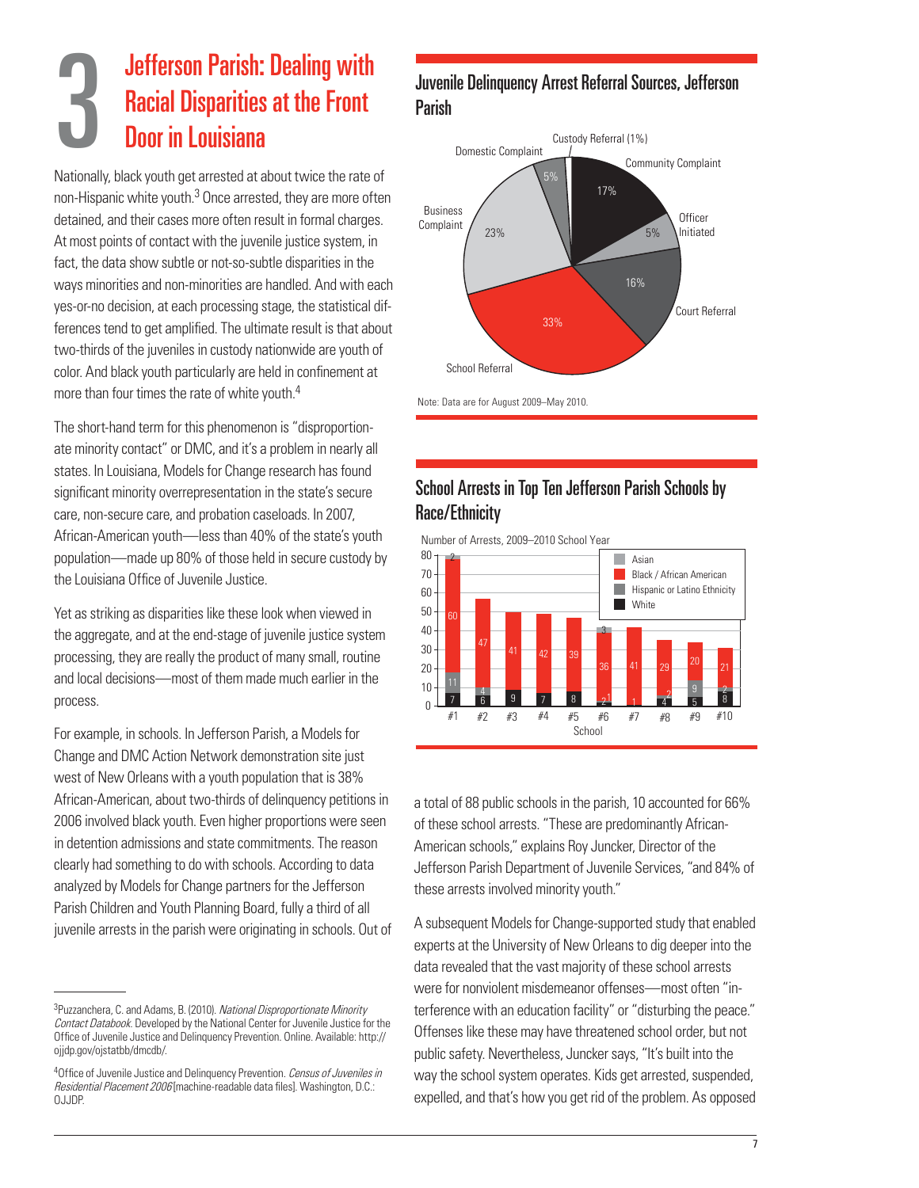# 3 Jefferson Parish: Dealing with Racial Disparities at the Front Door in Louisiana

Nationally, black youth get arrested at about twice the rate of non-Hispanic white youth.[3] Once arrested, they are more often detained, and their cases more often result in formal charges. At most points of contact with the juvenile justice system, in fact, the data show subtle or not-so-subtle disparities in the ways minorities and non-minorities are handled. And with each yes-or-no decision, at each processing stage, the statistical differences tend to get amplified. The ultimate result is that about two-thirds of the juveniles in custody nationwide are youth of color. And black youth particularly are held in confinement at more than four times the rate of white youth.[4]

The short-hand term for this phenomenon is "disproportionate minority contact" or DMC, and it's a problem in nearly all states. In Louisiana, Models for Change research has found significant minority overrepresentation in the state's secure care, non-secure care, and probation caseloads. In 2007, African-American youth—less than 40% of the state's youth population—made up 80% of those held in secure custody by the Louisiana Office of Juvenile Justice.

Yet as striking as disparities like these look when viewed in the aggregate, and at the end-stage of juvenile justice system processing, they are really the product of many small, routine and local decisions—most of them made much earlier in the process.

For example, in schools. In Jefferson Parish, a Models for Change and DMC Action Network demonstration site just west of New Orleans with a youth population that is 38% African-American, about two-thirds of delinquency petitions in 2006 involved black youth. Even higher proportions were seen in detention admissions and state commitments. The reason clearly had something to do with schools. According to data analyzed by Models for Change partners for the Jefferson Parish Children and Youth Planning Board, fully a third of all juvenile arrests in the parish were originating in schools. Out of a total of 88 public schools in the parish, 10 accounted for 66% of these school arrests. "These are predominantly African-American schools," explains Roy Juncker, Director of the Jefferson Parish Department of Juvenile Services, "and 84% of these arrests involved minority youth."

A subsequent Models for Change-supported study that enabled experts at the University of New Orleans to dig deeper into the data revealed that the vast majority of these school arrests were for nonviolent misdemeanor offenses—most often "interference with an education facility" or "disturbing the peace." Offenses like these may have threatened school order, but not public safety. Nevertheless, Juncker says, "It's built into the way the school system operates. Kids get arrested, suspended, expelled, and that's how you get rid of the problem. As opposed

## Juvenile Delinquency Arrest Referral Sources, Jefferson Parish

| Source | Percent |
|---|---|
| School Referral | 33% |
| Business Complaint | 23% |
| Community Complaint | 17% |
| Court Referral | 16% |
| Domestic Complaint | 5% |
| Officer Initiated | 5% |
| Custody Referral | 1% |

Note: Data are for August 2009–May 2010.

## School Arrests in Top Ten Jefferson Parish Schools by Race/Ethnicity

Number of Arrests, 2009–2010 School Year

| School | White | Hispanic or Latino Ethnicity | Black / African American | Asian |
|---|---|---|---|---|
| #1 | 7 | 11 | 60 | 2 |
| #2 | 6 | 4 | 47 | |
| #3 | 9 | | 41 | |
| #4 | 7 | | 42 | |
| #5 | 8 | | 39 | |
| #6 | 2 | 1 | 36 | 3 |
| #7 | 1 | | 41 | |
| #8 | 4 | 2 | 29 | |
| #9 | 5 | 9 | 20 | |
| #10 | 8 | 2 | 21 | |

---

[3] Puzzanchera, C. and Adams, B. (2010). *National Disproportionate Minority Contact Databook.* Developed by the National Center for Juvenile Justice for the Office of Juvenile Justice and Delinquency Prevention. Online. Available: http://ojjdp.gov/ojstatbb/dmcdb/.

[4] Office of Juvenile Justice and Delinquency Prevention. *Census of Juveniles in Residential Placement 2006* [machine-readable data files]. Washington, D.C.: OJJDP.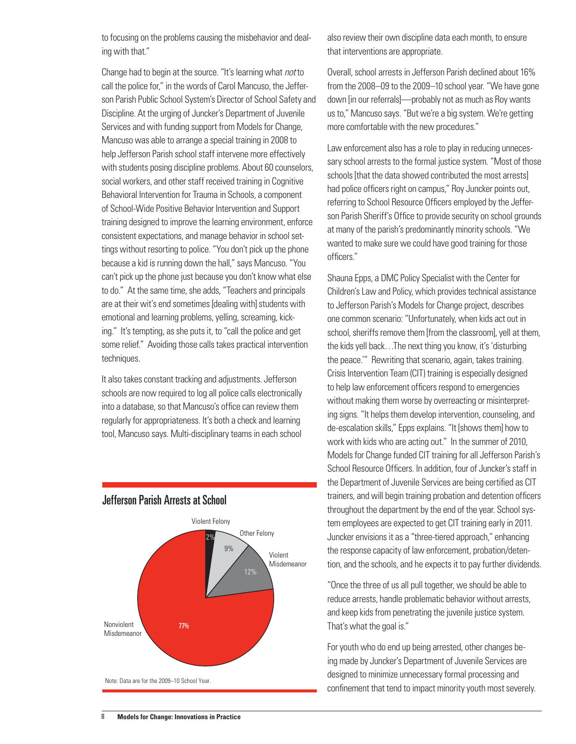to focusing on the problems causing the misbehavior and dealing with that."

Change had to begin at the source. "It's learning what *not* to call the police for," in the words of Carol Mancuso, the Jefferson Parish Public School System's Director of School Safety and Discipline. At the urging of Juncker's Department of Juvenile Services and with funding support from Models for Change, Mancuso was able to arrange a special training in 2008 to help Jefferson Parish school staff intervene more effectively with students posing discipline problems. About 60 counselors, social workers, and other staff received training in Cognitive Behavioral Intervention for Trauma in Schools, a component of School-Wide Positive Behavior Intervention and Support training designed to improve the learning environment, enforce consistent expectations, and manage behavior in school settings without resorting to police. "You don't pick up the phone because a kid is running down the hall," says Mancuso. "You can't pick up the phone just because you don't know what else to do." At the same time, she adds, "Teachers and principals are at their wit's end sometimes [dealing with] students with emotional and learning problems, yelling, screaming, kicking." It's tempting, as she puts it, to "call the police and get some relief." Avoiding those calls takes practical intervention techniques.

It also takes constant tracking and adjustments. Jefferson schools are now required to log all police calls electronically into a database, so that Mancuso's office can review them regularly for appropriateness. It's both a check and learning tool, Mancuso says. Multi-disciplinary teams in each school also review their own discipline data each month, to ensure that interventions are appropriate.

## Jefferson Parish Arrests at School

| Category | Percent |
| --- | --- |
| Violent Felony | 2% |
| Other Felony | 9% |
| Violent Misdemeanor | 12% |
| Nonviolent Misdemeanor | 77% |

Note: Data are for the 2009–10 School Year.

Overall, school arrests in Jefferson Parish declined about 16% from the 2008–09 to the 2009–10 school year. "We have gone down [in our referrals]—probably not as much as Roy wants us to," Mancuso says. "But we're a big system. We're getting more comfortable with the new procedures."

Law enforcement also has a role to play in reducing unnecessary school arrests to the formal justice system. "Most of those schools [that the data showed contributed the most arrests] had police officers right on campus," Roy Juncker points out, referring to School Resource Officers employed by the Jefferson Parish Sheriff's Office to provide security on school grounds at many of the parish's predominantly minority schools. "We wanted to make sure we could have good training for those officers."

Shauna Epps, a DMC Policy Specialist with the Center for Children's Law and Policy, which provides technical assistance to Jefferson Parish's Models for Change project, describes one common scenario: "Unfortunately, when kids act out in school, sheriffs remove them [from the classroom], yell at them, the kids yell back. . .The next thing you know, it's 'disturbing the peace.'" Rewriting that scenario, again, takes training. Crisis Intervention Team (CIT) training is especially designed to help law enforcement officers respond to emergencies without making them worse by overreacting or misinterpreting signs. "It helps them develop intervention, counseling, and de-escalation skills," Epps explains. "It [shows them] how to work with kids who are acting out." In the summer of 2010, Models for Change funded CIT training for all Jefferson Parish's School Resource Officers. In addition, four of Juncker's staff in the Department of Juvenile Services are being certified as CIT trainers, and will begin training probation and detention officers throughout the department by the end of the year. School system employees are expected to get CIT training early in 2011. Juncker envisions it as a "three-tiered approach," enhancing the response capacity of law enforcement, probation/detention, and the schools, and he expects it to pay further dividends.

"Once the three of us all pull together, we should be able to reduce arrests, handle problematic behavior without arrests, and keep kids from penetrating the juvenile justice system. That's what the goal is."

For youth who do end up being arrested, other changes being made by Juncker's Department of Juvenile Services are designed to minimize unnecessary formal processing and confinement that tend to impact minority youth most severely.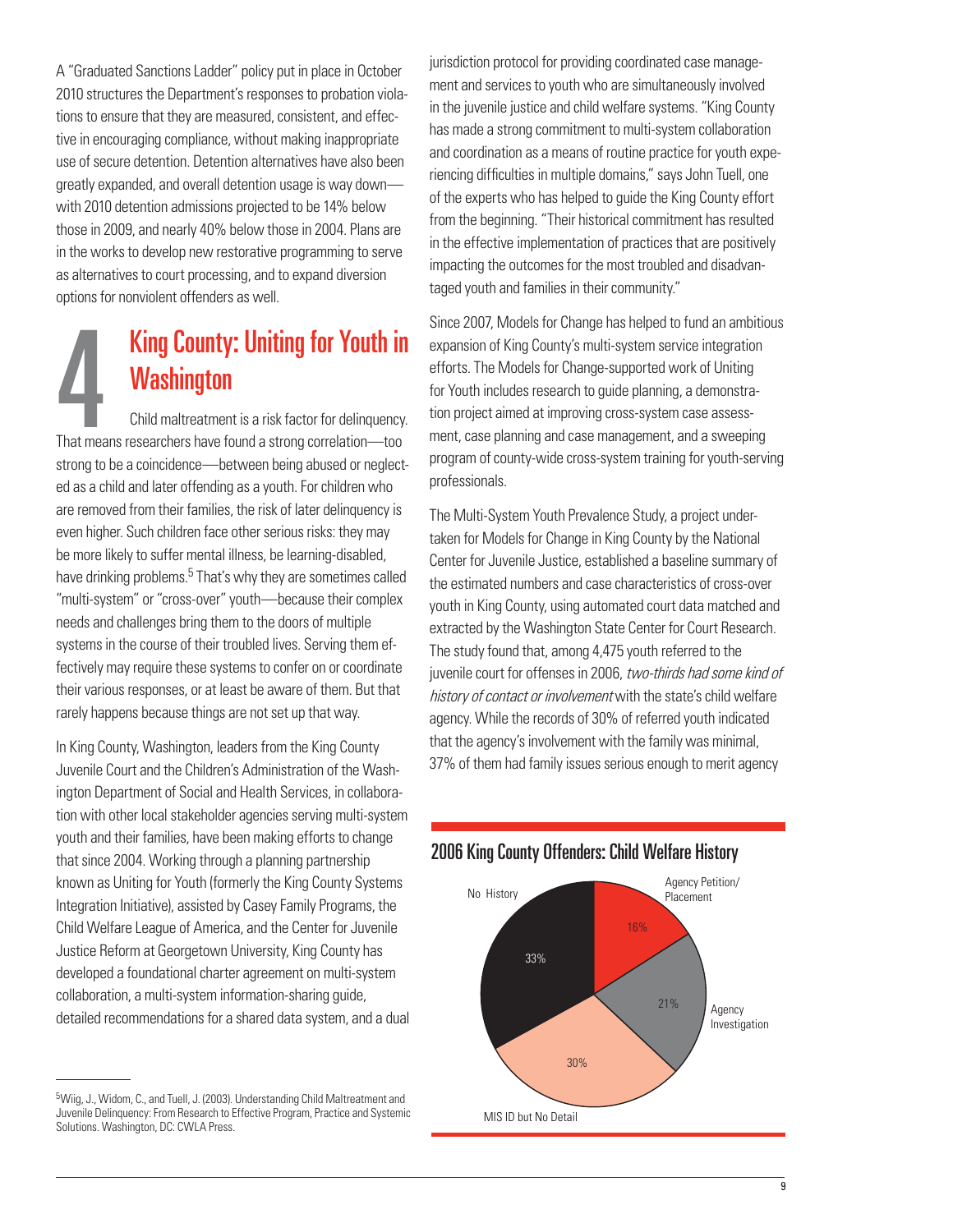A "Graduated Sanctions Ladder" policy put in place in October 2010 structures the Department's responses to probation violations to ensure that they are measured, consistent, and effective in encouraging compliance, without making inappropriate use of secure detention. Detention alternatives have also been greatly expanded, and overall detention usage is way down—with 2010 detention admissions projected to be 14% below those in 2009, and nearly 40% below those in 2004. Plans are in the works to develop new restorative programming to serve as alternatives to court processing, and to expand diversion options for nonviolent offenders as well.

## 4 King County: Uniting for Youth in Washington

Child maltreatment is a risk factor for delinquency. That means researchers have found a strong correlation—too strong to be a coincidence—between being abused or neglected as a child and later offending as a youth. For children who are removed from their families, the risk of later delinquency is even higher. Such children face other serious risks: they may be more likely to suffer mental illness, be learning-disabled, have drinking problems.[5] That's why they are sometimes called "multi-system" or "cross-over" youth—because their complex needs and challenges bring them to the doors of multiple systems in the course of their troubled lives. Serving them effectively may require these systems to confer on or coordinate their various responses, or at least be aware of them. But that rarely happens because things are not set up that way.

In King County, Washington, leaders from the King County Juvenile Court and the Children's Administration of the Washington Department of Social and Health Services, in collaboration with other local stakeholder agencies serving multi-system youth and their families, have been making efforts to change that since 2004. Working through a planning partnership known as Uniting for Youth (formerly the King County Systems Integration Initiative), assisted by Casey Family Programs, the Child Welfare League of America, and the Center for Juvenile Justice Reform at Georgetown University, King County has developed a foundational charter agreement on multi-system collaboration, a multi-system information-sharing guide, detailed recommendations for a shared data system, and a dual jurisdiction protocol for providing coordinated case management and services to youth who are simultaneously involved in the juvenile justice and child welfare systems. "King County has made a strong commitment to multi-system collaboration and coordination as a means of routine practice for youth experiencing difficulties in multiple domains," says John Tuell, one of the experts who has helped to guide the King County effort from the beginning. "Their historical commitment has resulted in the effective implementation of practices that are positively impacting the outcomes for the most troubled and disadvantaged youth and families in their community."

Since 2007, Models for Change has helped to fund an ambitious expansion of King County's multi-system service integration efforts. The Models for Change-supported work of Uniting for Youth includes research to guide planning, a demonstration project aimed at improving cross-system case assessment, case planning and case management, and a sweeping program of county-wide cross-system training for youth-serving professionals.

The Multi-System Youth Prevalence Study, a project undertaken for Models for Change in King County by the National Center for Juvenile Justice, established a baseline summary of the estimated numbers and case characteristics of cross-over youth in King County, using automated court data matched and extracted by the Washington State Center for Court Research. The study found that, among 4,475 youth referred to the juvenile court for offenses in 2006, *two-thirds had some kind of history of contact or involvement* with the state's child welfare agency. While the records of 30% of referred youth indicated that the agency's involvement with the family was minimal, 37% of them had family issues serious enough to merit agency

### 2006 King County Offenders: Child Welfare History

| Category | Percent |
|---|---|
| No History | 33% |
| Agency Petition/ Placement | 16% |
| Agency Investigation | 21% |
| MIS ID but No Detail | 30% |

[5] Wiig, J., Widom, C., and Tuell, J. (2003). Understanding Child Maltreatment and Juvenile Delinquency: From Research to Effective Program, Practice and Systemic Solutions. Washington, DC: CWLA Press.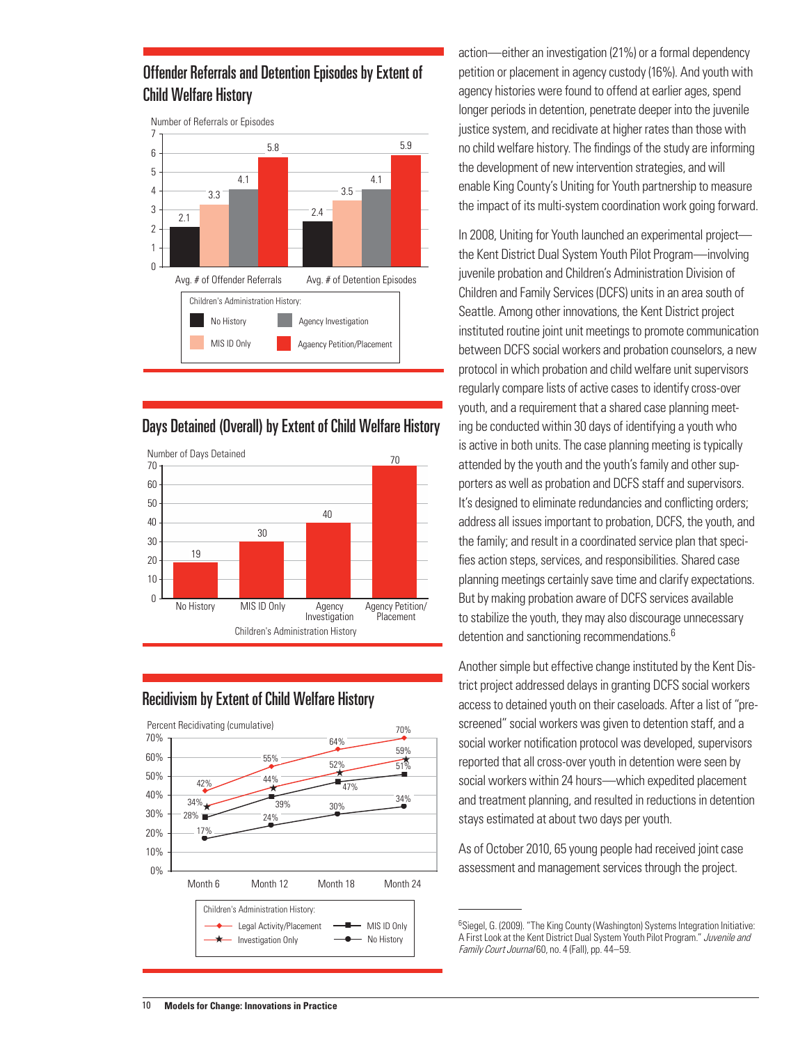## Offender Referrals and Detention Episodes by Extent of Child Welfare History

| Children's Administration History | Avg. # of Offender Referrals | Avg. # of Detention Episodes |
|---|---|---|
| No History | 2.1 | 2.4 |
| MIS ID Only | 3.3 | 3.5 |
| Agency Investigation | 4.1 | 4.1 |
| Agaency Petition/Placement | 5.8 | 5.9 |

## Days Detained (Overall) by Extent of Child Welfare History

| Children's Administration History | Number of Days Detained |
|---|---|
| No History | 19 |
| MIS ID Only | 30 |
| Agency Investigation | 40 |
| Agency Petition/ Placement | 70 |

## Recidivism by Extent of Child Welfare History

Percent Recidivating (cumulative)

| Children's Administration History | Month 6 | Month 12 | Month 18 | Month 24 |
|---|---|---|---|---|
| Legal Activity/Placement | 42% | 55% | 64% | 70% |
| Investigation Only | 34% | 44% | 52% | 59% |
| MIS ID Only | 28% | 39% | 47% | 51% |
| No History | 17% | 24% | 30% | 34% |

action—either an investigation (21%) or a formal dependency petition or placement in agency custody (16%). And youth with agency histories were found to offend at earlier ages, spend longer periods in detention, penetrate deeper into the juvenile justice system, and recidivate at higher rates than those with no child welfare history. The findings of the study are informing the development of new intervention strategies, and will enable King County's Uniting for Youth partnership to measure the impact of its multi-system coordination work going forward.

In 2008, Uniting for Youth launched an experimental project—the Kent District Dual System Youth Pilot Program—involving juvenile probation and Children's Administration Division of Children and Family Services (DCFS) units in an area south of Seattle. Among other innovations, the Kent District project instituted routine joint unit meetings to promote communication between DCFS social workers and probation counselors, a new protocol in which probation and child welfare unit supervisors regularly compare lists of active cases to identify cross-over youth, and a requirement that a shared case planning meeting be conducted within 30 days of identifying a youth who is active in both units. The case planning meeting is typically attended by the youth and the youth's family and other supporters as well as probation and DCFS staff and supervisors. It's designed to eliminate redundancies and conflicting orders; address all issues important to probation, DCFS, the youth, and the family; and result in a coordinated service plan that specifies action steps, services, and responsibilities. Shared case planning meetings certainly save time and clarify expectations. But by making probation aware of DCFS services available to stabilize the youth, they may also discourage unnecessary detention and sanctioning recommendations.[6]

Another simple but effective change instituted by the Kent District project addressed delays in granting DCFS social workers access to detained youth on their caseloads. After a list of "prescreened" social workers was given to detention staff, and a social worker notification protocol was developed, supervisors reported that all cross-over youth in detention were seen by social workers within 24 hours—which expedited placement and treatment planning, and resulted in reductions in detention stays estimated at about two days per youth.

As of October 2010, 65 young people had received joint case assessment and management services through the project.

---

[6] Siegel, G. (2009). "The King County (Washington) Systems Integration Initiative: A First Look at the Kent District Dual System Youth Pilot Program." *Juvenile and Family Court Journal* 60, no. 4 (Fall), pp. 44–59.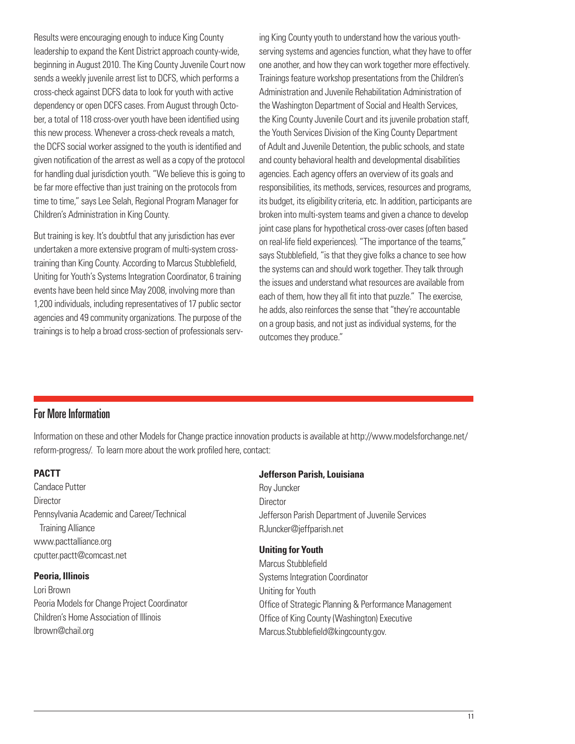Results were encouraging enough to induce King County leadership to expand the Kent District approach county-wide, beginning in August 2010. The King County Juvenile Court now sends a weekly juvenile arrest list to DCFS, which performs a cross-check against DCFS data to look for youth with active dependency or open DCFS cases. From August through October, a total of 118 cross-over youth have been identified using this new process. Whenever a cross-check reveals a match, the DCFS social worker assigned to the youth is identified and given notification of the arrest as well as a copy of the protocol for handling dual jurisdiction youth. "We believe this is going to be far more effective than just training on the protocols from time to time," says Lee Selah, Regional Program Manager for Children's Administration in King County.

But training is key. It's doubtful that any jurisdiction has ever undertaken a more extensive program of multi-system cross-training than King County. According to Marcus Stubblefield, Uniting for Youth's Systems Integration Coordinator, 6 training events have been held since May 2008, involving more than 1,200 individuals, including representatives of 17 public sector agencies and 49 community organizations. The purpose of the trainings is to help a broad cross-section of professionals serving King County youth to understand how the various youth-serving systems and agencies function, what they have to offer one another, and how they can work together more effectively. Trainings feature workshop presentations from the Children's Administration and Juvenile Rehabilitation Administration of the Washington Department of Social and Health Services, the King County Juvenile Court and its juvenile probation staff, the Youth Services Division of the King County Department of Adult and Juvenile Detention, the public schools, and state and county behavioral health and developmental disabilities agencies. Each agency offers an overview of its goals and responsibilities, its methods, services, resources and programs, its budget, its eligibility criteria, etc. In addition, participants are broken into multi-system teams and given a chance to develop joint case plans for hypothetical cross-over cases (often based on real-life field experiences). "The importance of the teams," says Stubblefield, "is that they give folks a chance to see how the systems can and should work together. They talk through the issues and understand what resources are available from each of them, how they all fit into that puzzle." The exercise, he adds, also reinforces the sense that "they're accountable on a group basis, and not just as individual systems, for the outcomes they produce."

## For More Information

Information on these and other Models for Change practice innovation products is available at http://www.modelsforchange.net/reform-progress/. To learn more about the work profiled here, contact:

**PACTT**
Candace Putter
Director
Pennsylvania Academic and Career/Technical Training Alliance
www.pacttalliance.org
cputter.pactt@comcast.net

**Peoria, Illinois**
Lori Brown
Peoria Models for Change Project Coordinator
Children's Home Association of Illinois
lbrown@chail.org

**Jefferson Parish, Louisiana**
Roy Juncker
Director
Jefferson Parish Department of Juvenile Services
RJuncker@jeffparish.net

**Uniting for Youth**
Marcus Stubblefield
Systems Integration Coordinator
Uniting for Youth
Office of Strategic Planning & Performance Management
Office of King County (Washington) Executive
Marcus.Stubblefield@kingcounty.gov.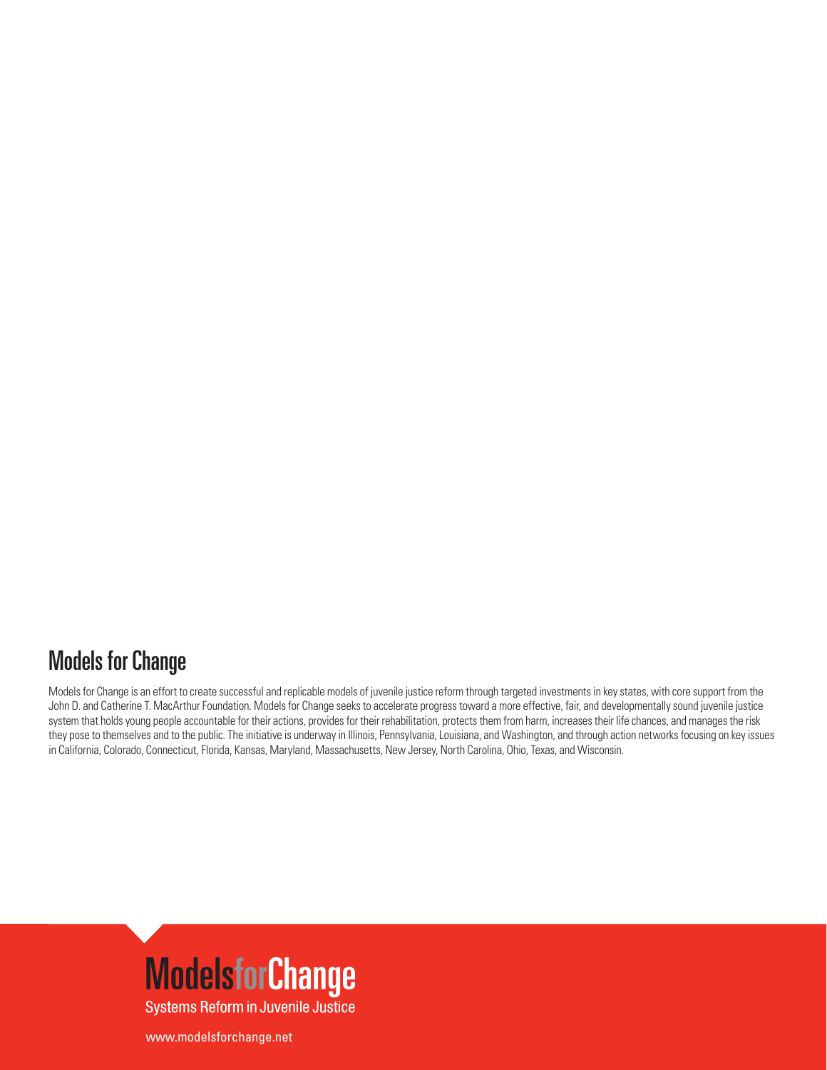## Models for Change

Models for Change is an effort to create successful and replicable models of juvenile justice reform through targeted investments in key states, with core support from the John D. and Catherine T. MacArthur Foundation. Models for Change seeks to accelerate progress toward a more effective, fair, and developmentally sound juvenile justice system that holds young people accountable for their actions, provides for their rehabilitation, protects them from harm, increases their life chances, and manages the risk they pose to themselves and to the public. The initiative is underway in Illinois, Pennsylvania, Louisiana, and Washington, and through action networks focusing on key issues in California, Colorado, Connecticut, Florida, Kansas, Maryland, Massachusetts, New Jersey, North Carolina, Ohio, Texas, and Wisconsin.

**ModelsforChange**

Systems Reform in Juvenile Justice

www.modelsforchange.net